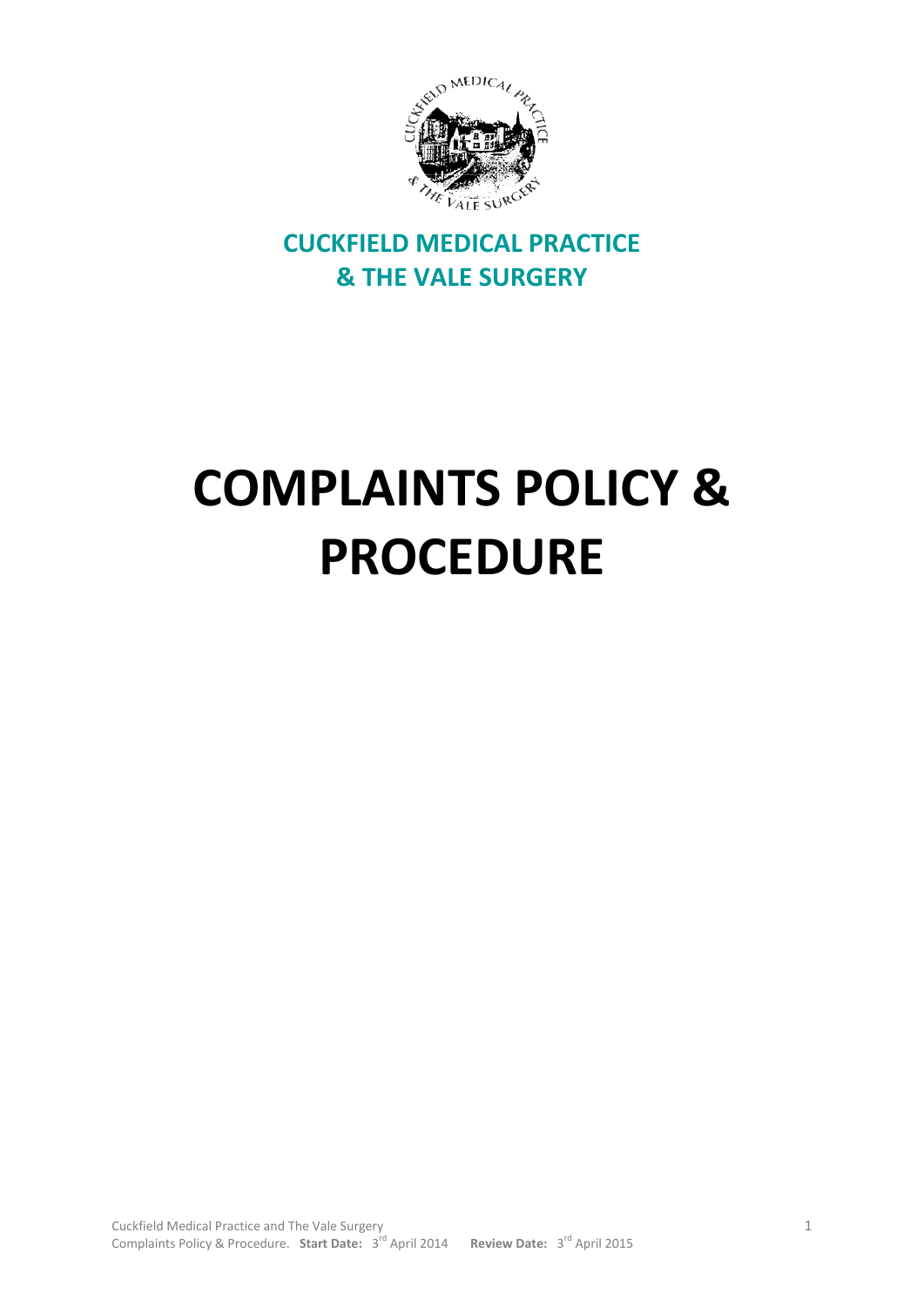**CUCKFIELD MEDICAL PRACTICE**
**& THE VALE SURGERY**

# COMPLAINTS POLICY & PROCEDURE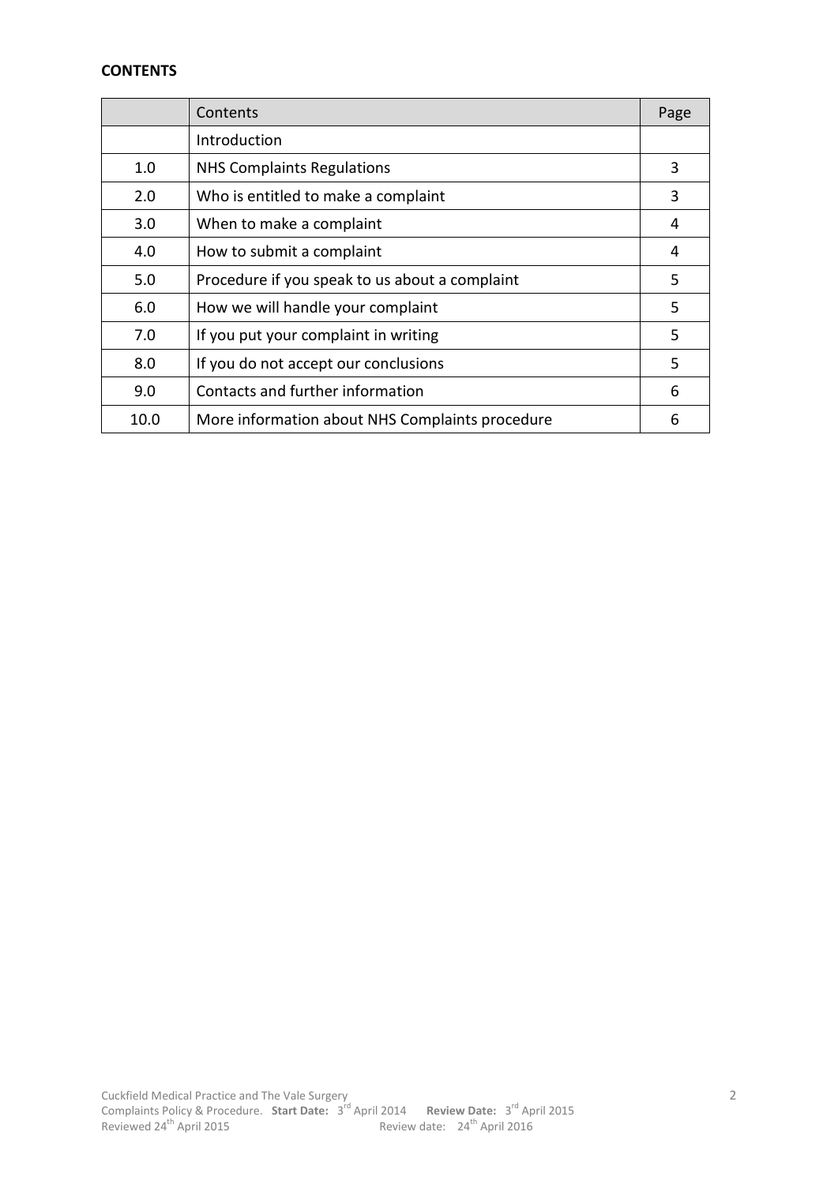**CONTENTS**

| | Contents | Page |
|---|---|---|
| | Introduction | |
| 1.0 | NHS Complaints Regulations | 3 |
| 2.0 | Who is entitled to make a complaint | 3 |
| 3.0 | When to make a complaint | 4 |
| 4.0 | How to submit a complaint | 4 |
| 5.0 | Procedure if you speak to us about a complaint | 5 |
| 6.0 | How we will handle your complaint | 5 |
| 7.0 | If you put your complaint in writing | 5 |
| 8.0 | If you do not accept our conclusions | 5 |
| 9.0 | Contacts and further information | 6 |
| 10.0 | More information about NHS Complaints procedure | 6 |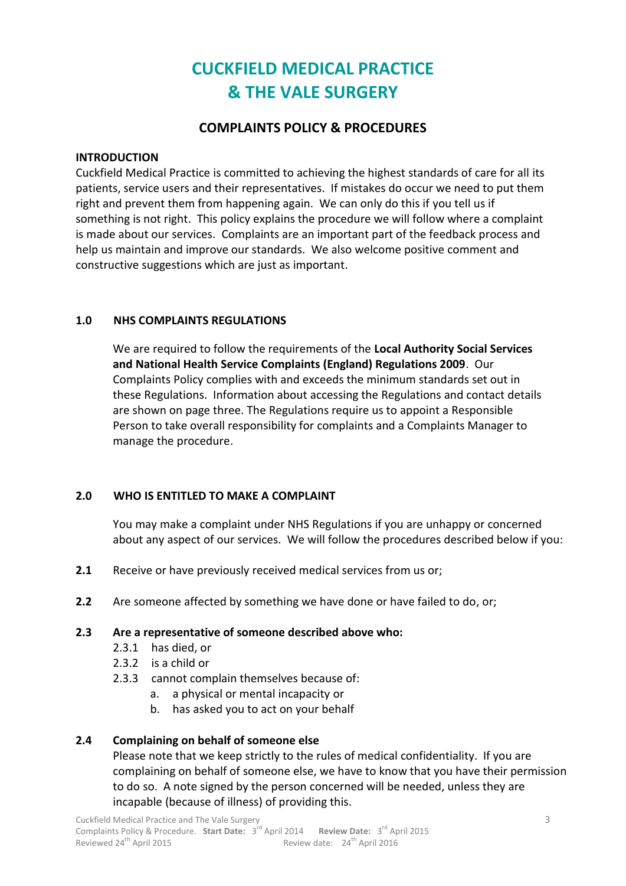# CUCKFIELD MEDICAL PRACTICE & THE VALE SURGERY

## COMPLAINTS POLICY & PROCEDURES

**INTRODUCTION**

Cuckfield Medical Practice is committed to achieving the highest standards of care for all its patients, service users and their representatives. If mistakes do occur we need to put them right and prevent them from happening again. We can only do this if you tell us if something is not right. This policy explains the procedure we will follow where a complaint is made about our services. Complaints are an important part of the feedback process and help us maintain and improve our standards. We also welcome positive comment and constructive suggestions which are just as important.

### 1.0 NHS COMPLAINTS REGULATIONS

We are required to follow the requirements of the **Local Authority Social Services and National Health Service Complaints (England) Regulations 2009**. Our Complaints Policy complies with and exceeds the minimum standards set out in these Regulations. Information about accessing the Regulations and contact details are shown on page three. The Regulations require us to appoint a Responsible Person to take overall responsibility for complaints and a Complaints Manager to manage the procedure.

### 2.0 WHO IS ENTITLED TO MAKE A COMPLAINT

You may make a complaint under NHS Regulations if you are unhappy or concerned about any aspect of our services. We will follow the procedures described below if you:

**2.1** Receive or have previously received medical services from us or;

**2.2** Are someone affected by something we have done or have failed to do, or;

**2.3** **Are a representative of someone described above who:**

- 2.3.1 has died, or
- 2.3.2 is a child or
- 2.3.3 cannot complain themselves because of:
  - a. a physical or mental incapacity or
  - b. has asked you to act on your behalf

**2.4** **Complaining on behalf of someone else**

Please note that we keep strictly to the rules of medical confidentiality. If you are complaining on behalf of someone else, we have to know that you have their permission to do so. A note signed by the person concerned will be needed, unless they are incapable (because of illness) of providing this.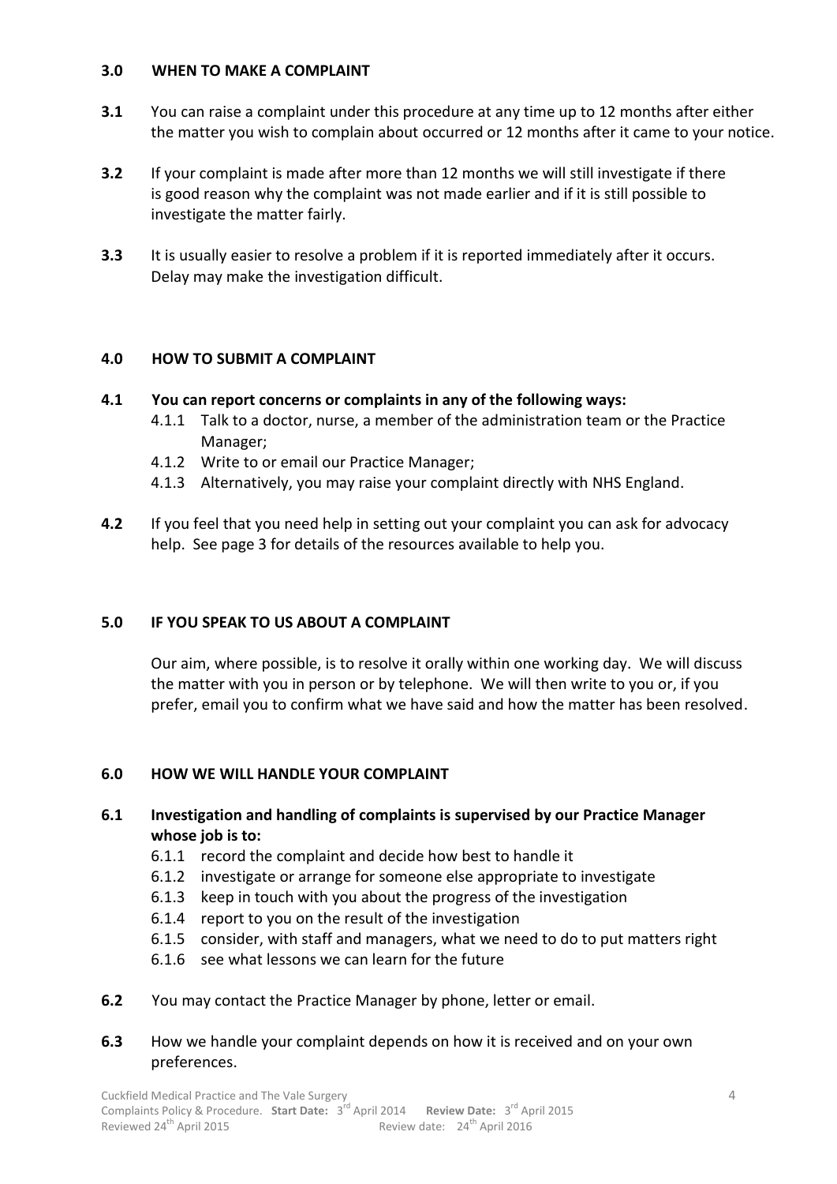## 3.0 WHEN TO MAKE A COMPLAINT

**3.1** You can raise a complaint under this procedure at any time up to 12 months after either the matter you wish to complain about occurred or 12 months after it came to your notice.

**3.2** If your complaint is made after more than 12 months we will still investigate if there is good reason why the complaint was not made earlier and if it is still possible to investigate the matter fairly.

**3.3** It is usually easier to resolve a problem if it is reported immediately after it occurs. Delay may make the investigation difficult.

## 4.0 HOW TO SUBMIT A COMPLAINT

**4.1 You can report concerns or complaints in any of the following ways:**

- 4.1.1 Talk to a doctor, nurse, a member of the administration team or the Practice Manager;
- 4.1.2 Write to or email our Practice Manager;
- 4.1.3 Alternatively, you may raise your complaint directly with NHS England.

**4.2** If you feel that you need help in setting out your complaint you can ask for advocacy help. See page 3 for details of the resources available to help you.

## 5.0 IF YOU SPEAK TO US ABOUT A COMPLAINT

Our aim, where possible, is to resolve it orally within one working day. We will discuss the matter with you in person or by telephone. We will then write to you or, if you prefer, email you to confirm what we have said and how the matter has been resolved.

## 6.0 HOW WE WILL HANDLE YOUR COMPLAINT

**6.1 Investigation and handling of complaints is supervised by our Practice Manager whose job is to:**

- 6.1.1 record the complaint and decide how best to handle it
- 6.1.2 investigate or arrange for someone else appropriate to investigate
- 6.1.3 keep in touch with you about the progress of the investigation
- 6.1.4 report to you on the result of the investigation
- 6.1.5 consider, with staff and managers, what we need to do to put matters right
- 6.1.6 see what lessons we can learn for the future

**6.2** You may contact the Practice Manager by phone, letter or email.

**6.3** How we handle your complaint depends on how it is received and on your own preferences.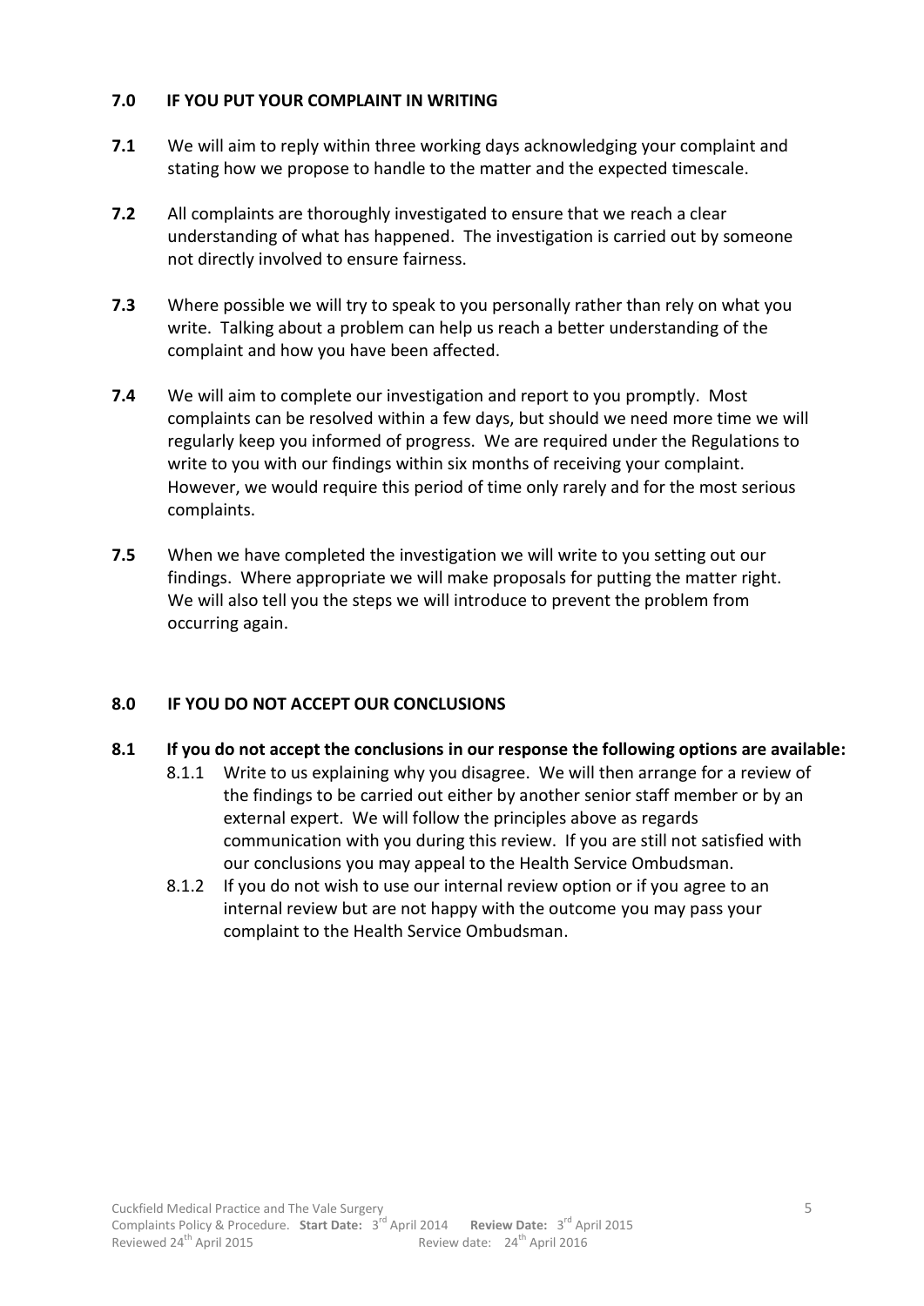## 7.0 IF YOU PUT YOUR COMPLAINT IN WRITING

**7.1** We will aim to reply within three working days acknowledging your complaint and stating how we propose to handle to the matter and the expected timescale.

**7.2** All complaints are thoroughly investigated to ensure that we reach a clear understanding of what has happened. The investigation is carried out by someone not directly involved to ensure fairness.

**7.3** Where possible we will try to speak to you personally rather than rely on what you write. Talking about a problem can help us reach a better understanding of the complaint and how you have been affected.

**7.4** We will aim to complete our investigation and report to you promptly. Most complaints can be resolved within a few days, but should we need more time we will regularly keep you informed of progress. We are required under the Regulations to write to you with our findings within six months of receiving your complaint. However, we would require this period of time only rarely and for the most serious complaints.

**7.5** When we have completed the investigation we will write to you setting out our findings. Where appropriate we will make proposals for putting the matter right. We will also tell you the steps we will introduce to prevent the problem from occurring again.

## 8.0 IF YOU DO NOT ACCEPT OUR CONCLUSIONS

**8.1 If you do not accept the conclusions in our response the following options are available:**

8.1.1 Write to us explaining why you disagree. We will then arrange for a review of the findings to be carried out either by another senior staff member or by an external expert. We will follow the principles above as regards communication with you during this review. If you are still not satisfied with our conclusions you may appeal to the Health Service Ombudsman.

8.1.2 If you do not wish to use our internal review option or if you agree to an internal review but are not happy with the outcome you may pass your complaint to the Health Service Ombudsman.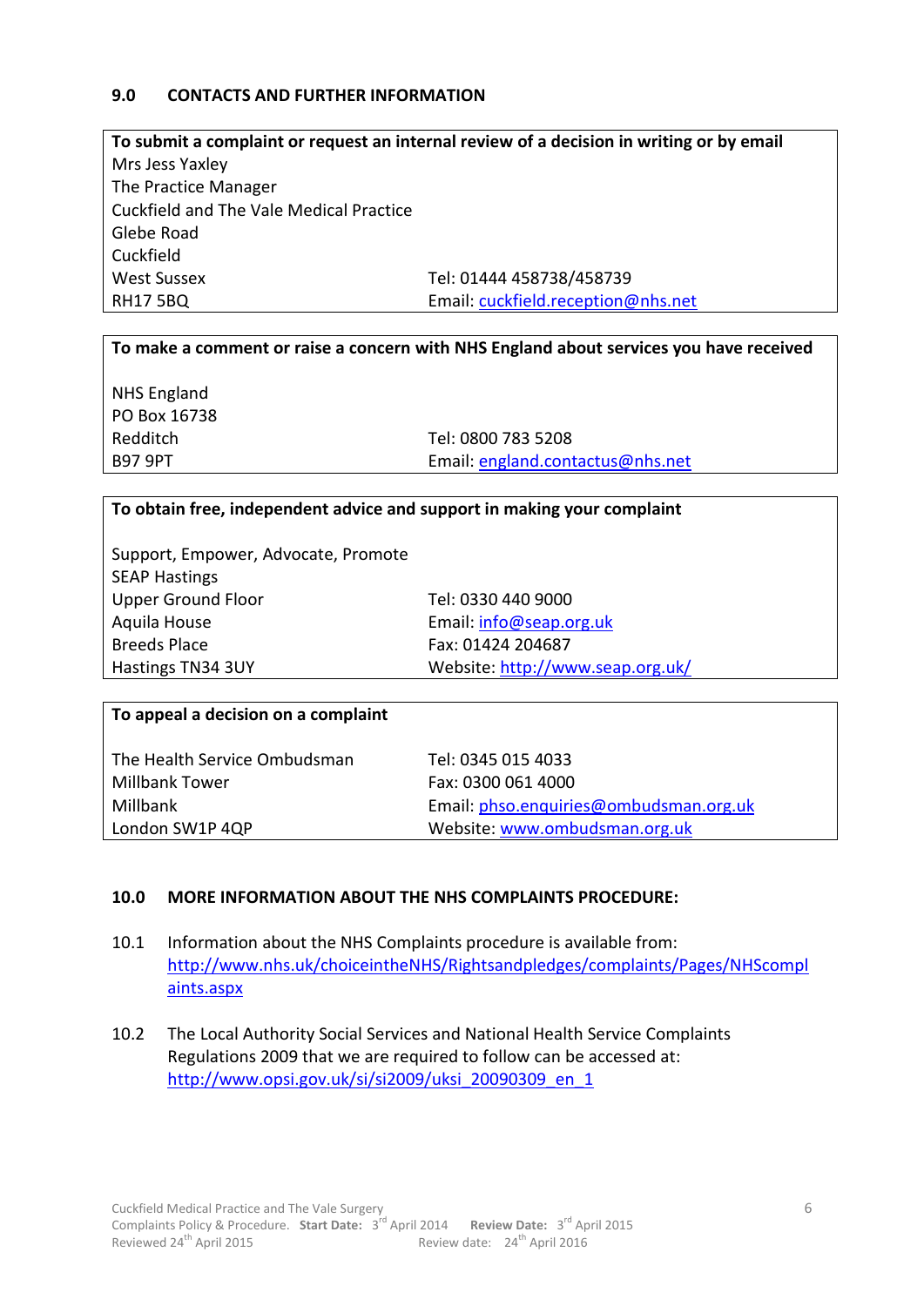## 9.0 CONTACTS AND FURTHER INFORMATION

| **To submit a complaint or request an internal review of a decision in writing or by email** | |
| --- | --- |
| Mrs Jess Yaxley | |
| The Practice Manager | |
| Cuckfield and The Vale Medical Practice | |
| Glebe Road | |
| Cuckfield | |
| West Sussex | Tel: 01444 458738/458739 |
| RH17 5BQ | Email: cuckfield.reception@nhs.net |

| **To make a comment or raise a concern with NHS England about services you have received** | |
| --- | --- |
| NHS England | |
| PO Box 16738 | |
| Redditch | Tel: 0800 783 5208 |
| B97 9PT | Email: england.contactus@nhs.net |

| **To obtain free, independent advice and support in making your complaint** | |
| --- | --- |
| Support, Empower, Advocate, Promote | |
| SEAP Hastings | |
| Upper Ground Floor | Tel: 0330 440 9000 |
| Aquila House | Email: info@seap.org.uk |
| Breeds Place | Fax: 01424 204687 |
| Hastings TN34 3UY | Website: http://www.seap.org.uk/ |

| **To appeal a decision on a complaint** | |
| --- | --- |
| The Health Service Ombudsman | Tel: 0345 015 4033 |
| Millbank Tower | Fax: 0300 061 4000 |
| Millbank | Email: phso.enquiries@ombudsman.org.uk |
| London SW1P 4QP | Website: www.ombudsman.org.uk |

## 10.0 MORE INFORMATION ABOUT THE NHS COMPLAINTS PROCEDURE:

10.1 Information about the NHS Complaints procedure is available from: http://www.nhs.uk/choiceintheNHS/Rightsandpledges/complaints/Pages/NHScomplaints.aspx

10.2 The Local Authority Social Services and National Health Service Complaints Regulations 2009 that we are required to follow can be accessed at: http://www.opsi.gov.uk/si/si2009/uksi_20090309_en_1